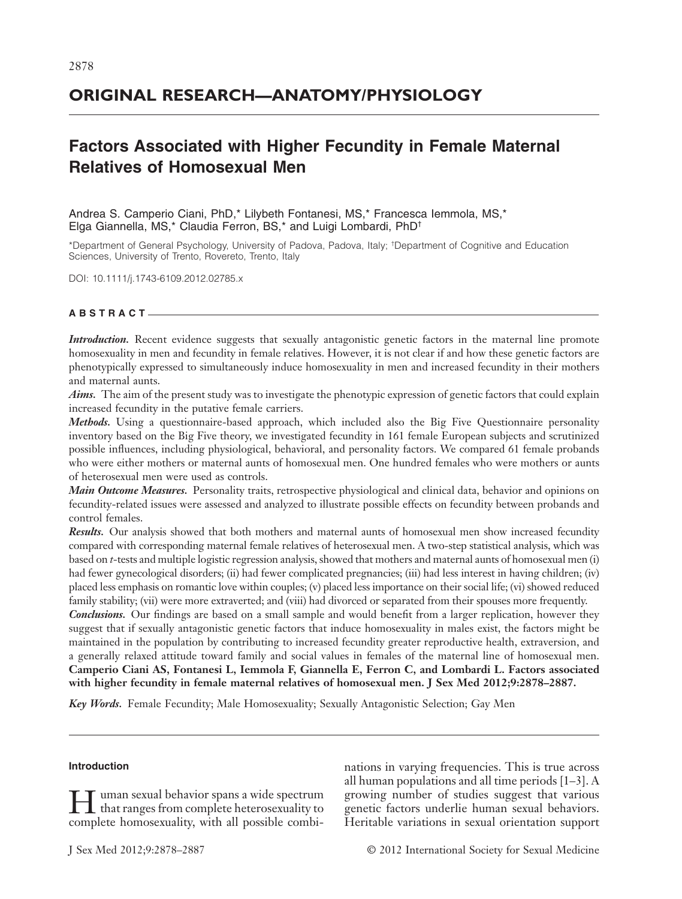## ORIGINAL RESEARCH—ANATOMY/PHYSIOLOGY

# Factors Associated with Higher Fecundity in Female Maternal Relatives of Homosexual Men

Andrea S. Camperio Ciani, PhD,* Lilybeth Fontanesi, MS,* Francesca Iemmola, MS,* Elga Giannella, MS,* Claudia Ferron, BS,* and Luigi Lombardi, PhD†

*Department of General Psychology, University of Padova, Padova, Italy; †Department of Cognitive and Education Sciences, University of Trento, Rovereto, Trento, Italy

DOI: 10.1111/j.1743-6109.2012.02785.x

### ABSTRACT

***Introduction.*** Recent evidence suggests that sexually antagonistic genetic factors in the maternal line promote homosexuality in men and fecundity in female relatives. However, it is not clear if and how these genetic factors are phenotypically expressed to simultaneously induce homosexuality in men and increased fecundity in their mothers and maternal aunts.

***Aims.*** The aim of the present study was to investigate the phenotypic expression of genetic factors that could explain increased fecundity in the putative female carriers.

***Methods.*** Using a questionnaire-based approach, which included also the Big Five Questionnaire personality inventory based on the Big Five theory, we investigated fecundity in 161 female European subjects and scrutinized possible influences, including physiological, behavioral, and personality factors. We compared 61 female probands who were either mothers or maternal aunts of homosexual men. One hundred females who were mothers or aunts of heterosexual men were used as controls.

***Main Outcome Measures.*** Personality traits, retrospective physiological and clinical data, behavior and opinions on fecundity-related issues were assessed and analyzed to illustrate possible effects on fecundity between probands and control females.

***Results.*** Our analysis showed that both mothers and maternal aunts of homosexual men show increased fecundity compared with corresponding maternal female relatives of heterosexual men. A two-step statistical analysis, which was based on *t*-tests and multiple logistic regression analysis, showed that mothers and maternal aunts of homosexual men (i) had fewer gynecological disorders; (ii) had fewer complicated pregnancies; (iii) had less interest in having children; (iv) placed less emphasis on romantic love within couples; (v) placed less importance on their social life; (vi) showed reduced family stability; (vii) were more extraverted; and (viii) had divorced or separated from their spouses more frequently.

***Conclusions.*** Our findings are based on a small sample and would benefit from a larger replication, however they suggest that if sexually antagonistic genetic factors that induce homosexuality in males exist, the factors might be maintained in the population by contributing to increased fecundity greater reproductive health, extraversion, and a generally relaxed attitude toward family and social values in females of the maternal line of homosexual men. **Camperio Ciani AS, Fontanesi L, Iemmola F, Giannella E, Ferron C, and Lombardi L. Factors associated with higher fecundity in female maternal relatives of homosexual men. J Sex Med 2012;9:2878–2887.**

***Key Words.*** Female Fecundity; Male Homosexuality; Sexually Antagonistic Selection; Gay Men

### Introduction

Human sexual behavior spans a wide spectrum that ranges from complete heterosexuality to complete homosexuality, with all possible combinations in varying frequencies. This is true across all human populations and all time periods [1–3]. A growing number of studies suggest that various genetic factors underlie human sexual behaviors. Heritable variations in sexual orientation support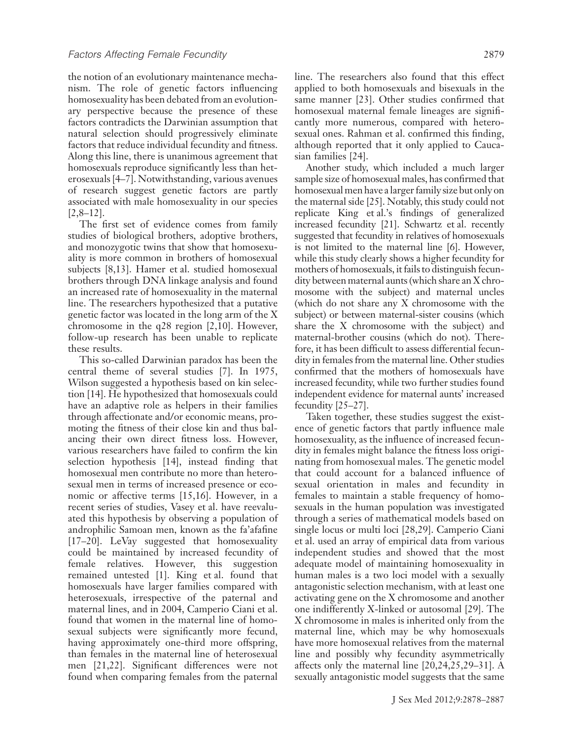the notion of an evolutionary maintenance mechanism. The role of genetic factors influencing homosexuality has been debated from an evolutionary perspective because the presence of these factors contradicts the Darwinian assumption that natural selection should progressively eliminate factors that reduce individual fecundity and fitness. Along this line, there is unanimous agreement that homosexuals reproduce significantly less than heterosexuals [4–7]. Notwithstanding, various avenues of research suggest genetic factors are partly associated with male homosexuality in our species [2,8–12].

The first set of evidence comes from family studies of biological brothers, adoptive brothers, and monozygotic twins that show that homosexuality is more common in brothers of homosexual subjects [8,13]. Hamer et al. studied homosexual brothers through DNA linkage analysis and found an increased rate of homosexuality in the maternal line. The researchers hypothesized that a putative genetic factor was located in the long arm of the X chromosome in the q28 region [2,10]. However, follow-up research has been unable to replicate these results.

This so-called Darwinian paradox has been the central theme of several studies [7]. In 1975, Wilson suggested a hypothesis based on kin selection [14]. He hypothesized that homosexuals could have an adaptive role as helpers in their families through affectionate and/or economic means, promoting the fitness of their close kin and thus balancing their own direct fitness loss. However, various researchers have failed to confirm the kin selection hypothesis [14], instead finding that homosexual men contribute no more than heterosexual men in terms of increased presence or economic or affective terms [15,16]. However, in a recent series of studies, Vasey et al. have reevaluated this hypothesis by observing a population of androphilic Samoan men, known as the fa'afafine [17–20]. LeVay suggested that homosexuality could be maintained by increased fecundity of female relatives. However, this suggestion remained untested [1]. King et al. found that homosexuals have larger families compared with heterosexuals, irrespective of the paternal and maternal lines, and in 2004, Camperio Ciani et al. found that women in the maternal line of homosexual subjects were significantly more fecund, having approximately one-third more offspring, than females in the maternal line of heterosexual men [21,22]. Significant differences were not found when comparing females from the paternal line. The researchers also found that this effect applied to both homosexuals and bisexuals in the same manner [23]. Other studies confirmed that homosexual maternal female lineages are significantly more numerous, compared with heterosexual ones. Rahman et al. confirmed this finding, although reported that it only applied to Caucasian families [24].

Another study, which included a much larger sample size of homosexual males, has confirmed that homosexual men have a larger family size but only on the maternal side [25]. Notably, this study could not replicate King et al.'s findings of generalized increased fecundity [21]. Schwartz et al. recently suggested that fecundity in relatives of homosexuals is not limited to the maternal line [6]. However, while this study clearly shows a higher fecundity for mothers of homosexuals, it fails to distinguish fecundity between maternal aunts (which share an X chromosome with the subject) and maternal uncles (which do not share any X chromosome with the subject) or between maternal-sister cousins (which share the X chromosome with the subject) and maternal-brother cousins (which do not). Therefore, it has been difficult to assess differential fecundity in females from the maternal line. Other studies confirmed that the mothers of homosexuals have increased fecundity, while two further studies found independent evidence for maternal aunts' increased fecundity [25–27].

Taken together, these studies suggest the existence of genetic factors that partly influence male homosexuality, as the influence of increased fecundity in females might balance the fitness loss originating from homosexual males. The genetic model that could account for a balanced influence of sexual orientation in males and fecundity in females to maintain a stable frequency of homosexuals in the human population was investigated through a series of mathematical models based on single locus or multi loci [28,29]. Camperio Ciani et al. used an array of empirical data from various independent studies and showed that the most adequate model of maintaining homosexuality in human males is a two loci model with a sexually antagonistic selection mechanism, with at least one activating gene on the X chromosome and another one indifferently X-linked or autosomal [29]. The X chromosome in males is inherited only from the maternal line, which may be why homosexuals have more homosexual relatives from the maternal line and possibly why fecundity asymmetrically affects only the maternal line [20,24,25,29–31]. A sexually antagonistic model suggests that the same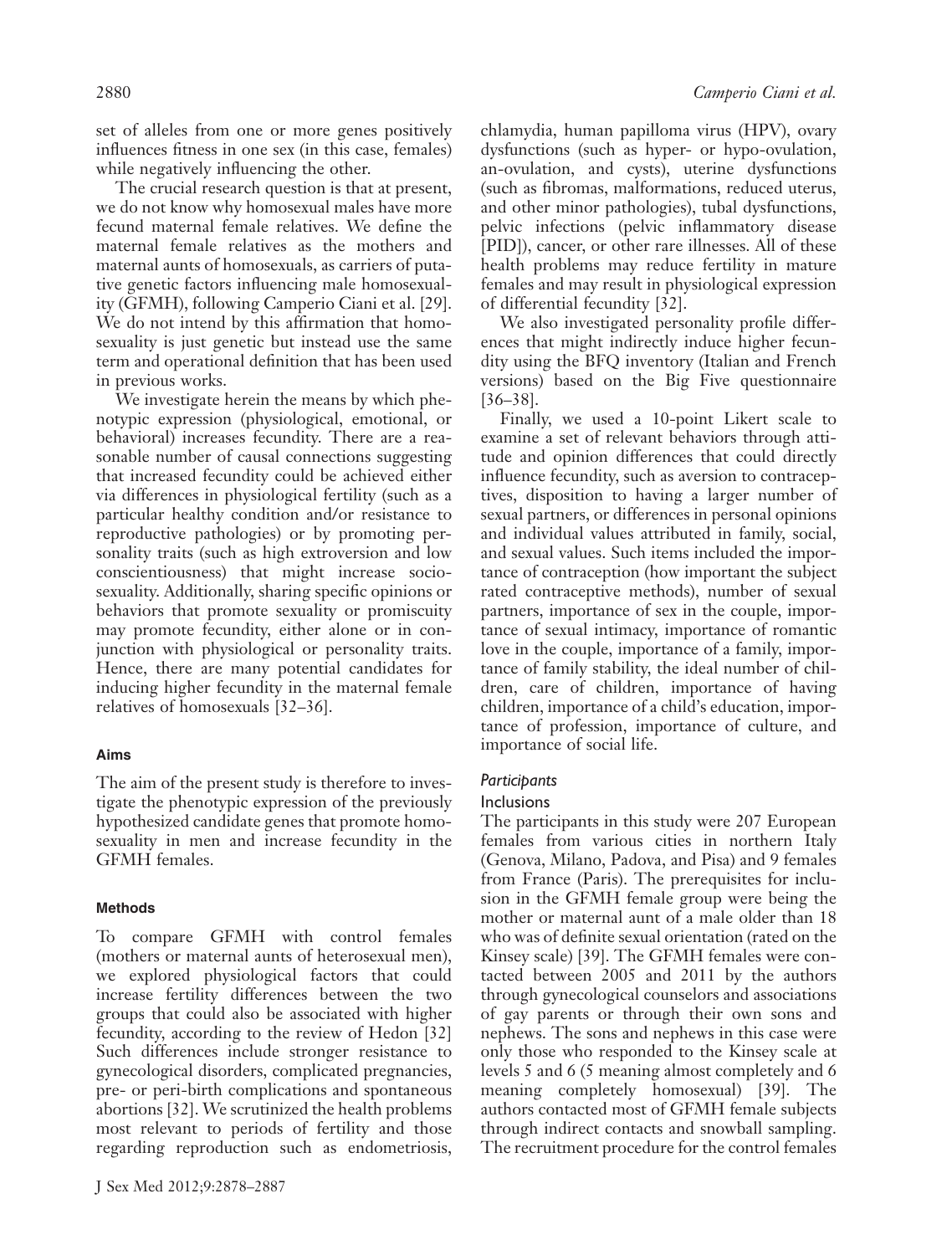set of alleles from one or more genes positively influences fitness in one sex (in this case, females) while negatively influencing the other.

The crucial research question is that at present, we do not know why homosexual males have more fecund maternal female relatives. We define the maternal female relatives as the mothers and maternal aunts of homosexuals, as carriers of putative genetic factors influencing male homosexuality (GFMH), following Camperio Ciani et al. [29]. We do not intend by this affirmation that homosexuality is just genetic but instead use the same term and operational definition that has been used in previous works.

We investigate herein the means by which phenotypic expression (physiological, emotional, or behavioral) increases fecundity. There are a reasonable number of causal connections suggesting that increased fecundity could be achieved either via differences in physiological fertility (such as a particular healthy condition and/or resistance to reproductive pathologies) or by promoting personality traits (such as high extroversion and low conscientiousness) that might increase sociosexuality. Additionally, sharing specific opinions or behaviors that promote sexuality or promiscuity may promote fecundity, either alone or in conjunction with physiological or personality traits. Hence, there are many potential candidates for inducing higher fecundity in the maternal female relatives of homosexuals [32–36].

## Aims

The aim of the present study is therefore to investigate the phenotypic expression of the previously hypothesized candidate genes that promote homosexuality in men and increase fecundity in the GFMH females.

## Methods

To compare GFMH with control females (mothers or maternal aunts of heterosexual men), we explored physiological factors that could increase fertility differences between the two groups that could also be associated with higher fecundity, according to the review of Hedon [32] Such differences include stronger resistance to gynecological disorders, complicated pregnancies, pre- or peri-birth complications and spontaneous abortions [32]. We scrutinized the health problems most relevant to periods of fertility and those regarding reproduction such as endometriosis, chlamydia, human papilloma virus (HPV), ovary dysfunctions (such as hyper- or hypo-ovulation, an-ovulation, and cysts), uterine dysfunctions (such as fibromas, malformations, reduced uterus, and other minor pathologies), tubal dysfunctions, pelvic infections (pelvic inflammatory disease [PID]), cancer, or other rare illnesses. All of these health problems may reduce fertility in mature females and may result in physiological expression of differential fecundity [32].

We also investigated personality profile differences that might indirectly induce higher fecundity using the BFQ inventory (Italian and French versions) based on the Big Five questionnaire [36–38].

Finally, we used a 10-point Likert scale to examine a set of relevant behaviors through attitude and opinion differences that could directly influence fecundity, such as aversion to contraceptives, disposition to having a larger number of sexual partners, or differences in personal opinions and individual values attributed in family, social, and sexual values. Such items included the importance of contraception (how important the subject rated contraceptive methods), number of sexual partners, importance of sex in the couple, importance of sexual intimacy, importance of romantic love in the couple, importance of a family, importance of family stability, the ideal number of children, care of children, importance of having children, importance of a child's education, importance of profession, importance of culture, and importance of social life.

### *Participants*

#### Inclusions

The participants in this study were 207 European females from various cities in northern Italy (Genova, Milano, Padova, and Pisa) and 9 females from France (Paris). The prerequisites for inclusion in the GFMH female group were being the mother or maternal aunt of a male older than 18 who was of definite sexual orientation (rated on the Kinsey scale) [39]. The GFMH females were contacted between 2005 and 2011 by the authors through gynecological counselors and associations of gay parents or through their own sons and nephews. The sons and nephews in this case were only those who responded to the Kinsey scale at levels 5 and 6 (5 meaning almost completely and 6 meaning completely homosexual) [39]. The authors contacted most of GFMH female subjects through indirect contacts and snowball sampling. The recruitment procedure for the control females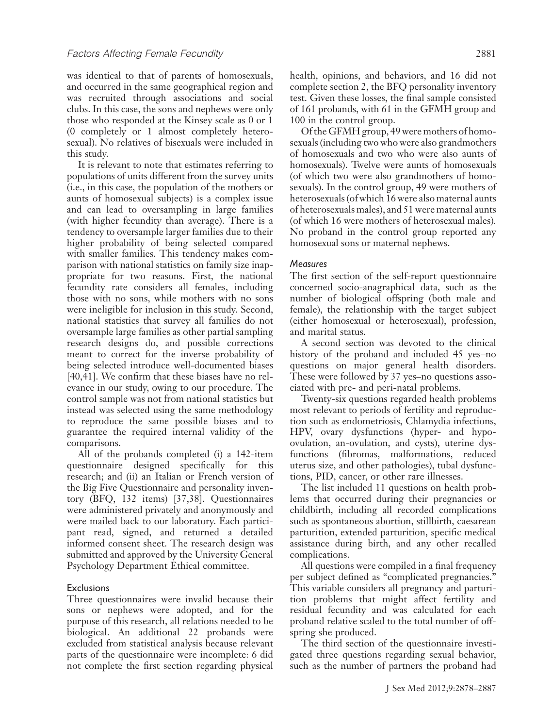was identical to that of parents of homosexuals, and occurred in the same geographical region and was recruited through associations and social clubs. In this case, the sons and nephews were only those who responded at the Kinsey scale as 0 or 1 (0 completely or 1 almost completely heterosexual). No relatives of bisexuals were included in this study.

It is relevant to note that estimates referring to populations of units different from the survey units (i.e., in this case, the population of the mothers or aunts of homosexual subjects) is a complex issue and can lead to oversampling in large families (with higher fecundity than average). There is a tendency to oversample larger families due to their higher probability of being selected compared with smaller families. This tendency makes comparison with national statistics on family size inappropriate for two reasons. First, the national fecundity rate considers all females, including those with no sons, while mothers with no sons were ineligible for inclusion in this study. Second, national statistics that survey all families do not oversample large families as other partial sampling research designs do, and possible corrections meant to correct for the inverse probability of being selected introduce well-documented biases [40,41]. We confirm that these biases have no relevance in our study, owing to our procedure. The control sample was not from national statistics but instead was selected using the same methodology to reproduce the same possible biases and to guarantee the required internal validity of the comparisons.

All of the probands completed (i) a 142-item questionnaire designed specifically for this research; and (ii) an Italian or French version of the Big Five Questionnaire and personality inventory (BFQ, 132 items) [37,38]. Questionnaires were administered privately and anonymously and were mailed back to our laboratory. Each participant read, signed, and returned a detailed informed consent sheet. The research design was submitted and approved by the University General Psychology Department Ethical committee.

#### Exclusions

Three questionnaires were invalid because their sons or nephews were adopted, and for the purpose of this research, all relations needed to be biological. An additional 22 probands were excluded from statistical analysis because relevant parts of the questionnaire were incomplete: 6 did not complete the first section regarding physical health, opinions, and behaviors, and 16 did not complete section 2, the BFQ personality inventory test. Given these losses, the final sample consisted of 161 probands, with 61 in the GFMH group and 100 in the control group.

Of the GFMH group, 49 were mothers of homosexuals (including two who were also grandmothers of homosexuals and two who were also aunts of homosexuals). Twelve were aunts of homosexuals (of which two were also grandmothers of homosexuals). In the control group, 49 were mothers of heterosexuals (of which 16 were also maternal aunts of heterosexuals males), and 51 were maternal aunts (of which 16 were mothers of heterosexual males). No proband in the control group reported any homosexual sons or maternal nephews.

### *Measures*

The first section of the self-report questionnaire concerned socio-anagraphical data, such as the number of biological offspring (both male and female), the relationship with the target subject (either homosexual or heterosexual), profession, and marital status.

A second section was devoted to the clinical history of the proband and included 45 yes–no questions on major general health disorders. These were followed by 37 yes–no questions associated with pre- and peri-natal problems.

Twenty-six questions regarded health problems most relevant to periods of fertility and reproduction such as endometriosis, Chlamydia infections, HPV, ovary dysfunctions (hyper- and hypo-ovulation, an-ovulation, and cysts), uterine dysfunctions (fibromas, malformations, reduced uterus size, and other pathologies), tubal dysfunctions, PID, cancer, or other rare illnesses.

The list included 11 questions on health problems that occurred during their pregnancies or childbirth, including all recorded complications such as spontaneous abortion, stillbirth, caesarean parturition, extended parturition, specific medical assistance during birth, and any other recalled complications.

All questions were compiled in a final frequency per subject defined as "complicated pregnancies." This variable considers all pregnancy and parturition problems that might affect fertility and residual fecundity and was calculated for each proband relative scaled to the total number of offspring she produced.

The third section of the questionnaire investigated three questions regarding sexual behavior, such as the number of partners the proband had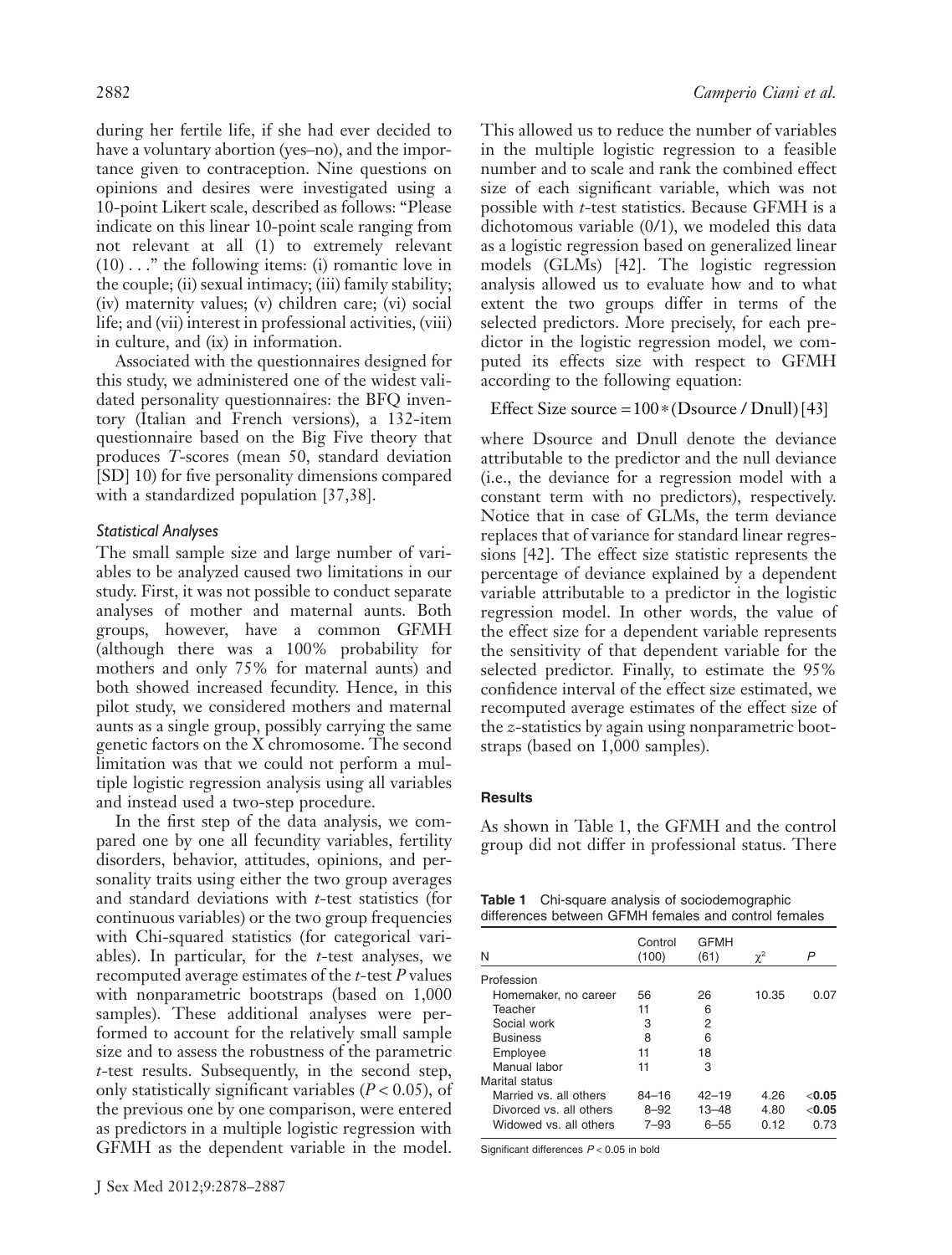during her fertile life, if she had ever decided to have a voluntary abortion (yes–no), and the importance given to contraception. Nine questions on opinions and desires were investigated using a 10-point Likert scale, described as follows: "Please indicate on this linear 10-point scale ranging from not relevant at all (1) to extremely relevant (10) . . ." the following items: (i) romantic love in the couple; (ii) sexual intimacy; (iii) family stability; (iv) maternity values; (v) children care; (vi) social life; and (vii) interest in professional activities, (viii) in culture, and (ix) in information.

Associated with the questionnaires designed for this study, we administered one of the widest validated personality questionnaires: the BFQ inventory (Italian and French versions), a 132-item questionnaire based on the Big Five theory that produces *T*-scores (mean 50, standard deviation [SD] 10) for five personality dimensions compared with a standardized population [37,38].

### *Statistical Analyses*

The small sample size and large number of variables to be analyzed caused two limitations in our study. First, it was not possible to conduct separate analyses of mother and maternal aunts. Both groups, however, have a common GFMH (although there was a 100% probability for mothers and only 75% for maternal aunts) and both showed increased fecundity. Hence, in this pilot study, we considered mothers and maternal aunts as a single group, possibly carrying the same genetic factors on the X chromosome. The second limitation was that we could not perform a multiple logistic regression analysis using all variables and instead used a two-step procedure.

In the first step of the data analysis, we compared one by one all fecundity variables, fertility disorders, behavior, attitudes, opinions, and personality traits using either the two group averages and standard deviations with *t*-test statistics (for continuous variables) or the two group frequencies with Chi-squared statistics (for categorical variables). In particular, for the *t*-test analyses, we recomputed average estimates of the *t*-test *P* values with nonparametric bootstraps (based on 1,000 samples). These additional analyses were performed to account for the relatively small sample size and to assess the robustness of the parametric *t*-test results. Subsequently, in the second step, only statistically significant variables ($P < 0.05$), of the previous one by one comparison, were entered as predictors in a multiple logistic regression with GFMH as the dependent variable in the model. This allowed us to reduce the number of variables in the multiple logistic regression to a feasible number and to scale and rank the combined effect size of each significant variable, which was not possible with *t*-test statistics. Because GFMH is a dichotomous variable (0/1), we modeled this data as a logistic regression based on generalized linear models (GLMs) [42]. The logistic regression analysis allowed us to evaluate how and to what extent the two groups differ in terms of the selected predictors. More precisely, for each predictor in the logistic regression model, we computed its effects size with respect to GFMH according to the following equation:

$$\text{Effect Size source} = 100 * (\text{Dsource} / \text{Dnull}) \, [43]$$

where Dsource and Dnull denote the deviance attributable to the predictor and the null deviance (i.e., the deviance for a regression model with a constant term with no predictors), respectively. Notice that in case of GLMs, the term deviance replaces that of variance for standard linear regressions [42]. The effect size statistic represents the percentage of deviance explained by a dependent variable attributable to a predictor in the logistic regression model. In other words, the value of the effect size for a dependent variable represents the sensitivity of that dependent variable for the selected predictor. Finally, to estimate the 95% confidence interval of the effect size estimated, we recomputed average estimates of the effect size of the *z*-statistics by again using nonparametric bootstraps (based on 1,000 samples).

## Results

As shown in Table 1, the GFMH and the control group did not differ in professional status. There

**Table 1** Chi-square analysis of sociodemographic differences between GFMH females and control females

| N | Control (100) | GFMH (61) | $\chi^2$ | *P* |
|---|---|---|---|---|
| Profession | | | | |
| Homemaker, no career | 56 | 26 | 10.35 | 0.07 |
| Teacher | 11 | 6 | | |
| Social work | 3 | 2 | | |
| Business | 8 | 6 | | |
| Employee | 11 | 18 | | |
| Manual labor | 11 | 3 | | |
| Marital status | | | | |
| Married vs. all others | 84–16 | 42–19 | 4.26 | **<0.05** |
| Divorced vs. all others | 8–92 | 13–48 | 4.80 | **<0.05** |
| Widowed vs. all others | 7–93 | 6–55 | 0.12 | 0.73 |

Significant differences $P < 0.05$ in bold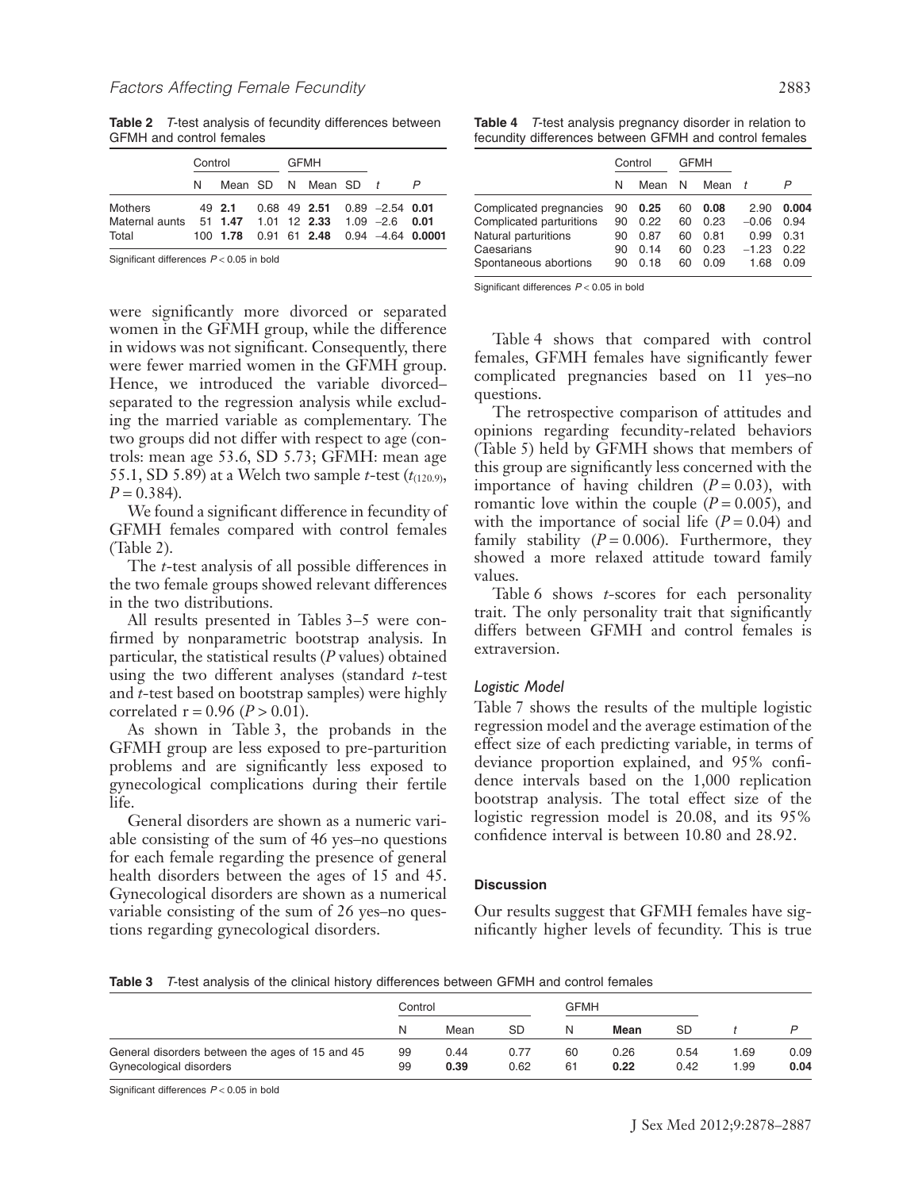**Table 2** *T*-test analysis of fecundity differences between GFMH and control females

| | Control | | | GFMH | | | | |
|---|---|---|---|---|---|---|---|---|
| | N | Mean | SD | N | Mean | SD | *t* | *P* |
| Mothers | 49 | **2.1** | 0.68 | 49 | **2.51** | 0.89 | −2.54 | **0.01** |
| Maternal aunts | 51 | **1.47** | 1.01 | 12 | **2.33** | 1.09 | −2.6 | **0.01** |
| Total | 100 | **1.78** | 0.91 | 61 | **2.48** | 0.94 | −4.64 | **0.0001** |

Significant differences $P < 0.05$ in bold

were significantly more divorced or separated women in the GFMH group, while the difference in widows was not significant. Consequently, there were fewer married women in the GFMH group. Hence, we introduced the variable divorced–separated to the regression analysis while excluding the married variable as complementary. The two groups did not differ with respect to age (controls: mean age 53.6, SD 5.73; GFMH: mean age 55.1, SD 5.89) at a Welch two sample *t*-test ($t_{(120.9)}$, $P = 0.384$).

We found a significant difference in fecundity of GFMH females compared with control females (Table 2).

The *t*-test analysis of all possible differences in the two female groups showed relevant differences in the two distributions.

All results presented in Tables 3–5 were confirmed by nonparametric bootstrap analysis. In particular, the statistical results (*P* values) obtained using the two different analyses (standard *t*-test and *t*-test based on bootstrap samples) were highly correlated r = 0.96 ($P > 0.01$).

As shown in Table 3, the probands in the GFMH group are less exposed to pre-parturition problems and are significantly less exposed to gynecological complications during their fertile life.

General disorders are shown as a numeric variable consisting of the sum of 46 yes–no questions for each female regarding the presence of general health disorders between the ages of 15 and 45. Gynecological disorders are shown as a numerical variable consisting of the sum of 26 yes–no questions regarding gynecological disorders.

**Table 4** *T*-test analysis pregnancy disorder in relation to fecundity differences between GFMH and control females

| | Control | | GFMH | | | |
|---|---|---|---|---|---|---|
| | N | Mean | N | Mean | *t* | *P* |
| Complicated pregnancies | 90 | **0.25** | 60 | **0.08** | 2.90 | **0.004** |
| Complicated parturitions | 90 | 0.22 | 60 | 0.23 | −0.06 | 0.94 |
| Natural parturitions | 90 | 0.87 | 60 | 0.81 | 0.99 | 0.31 |
| Caesarians | 90 | 0.14 | 60 | 0.23 | −1.23 | 0.22 |
| Spontaneous abortions | 90 | 0.18 | 60 | 0.09 | 1.68 | 0.09 |

Significant differences $P < 0.05$ in bold

Table 4 shows that compared with control females, GFMH females have significantly fewer complicated pregnancies based on 11 yes–no questions.

The retrospective comparison of attitudes and opinions regarding fecundity-related behaviors (Table 5) held by GFMH shows that members of this group are significantly less concerned with the importance of having children ($P = 0.03$), with romantic love within the couple ($P = 0.005$), and with the importance of social life ($P = 0.04$) and family stability ($P = 0.006$). Furthermore, they showed a more relaxed attitude toward family values.

Table 6 shows *t*-scores for each personality trait. The only personality trait that significantly differs between GFMH and control females is extraversion.

### *Logistic Model*

Table 7 shows the results of the multiple logistic regression model and the average estimation of the effect size of each predicting variable, in terms of deviance proportion explained, and 95% confidence intervals based on the 1,000 replication bootstrap analysis. The total effect size of the logistic regression model is 20.08, and its 95% confidence interval is between 10.80 and 28.92.

## Discussion

Our results suggest that GFMH females have significantly higher levels of fecundity. This is true

**Table 3** *T*-test analysis of the clinical history differences between GFMH and control females

| | Control | | | GFMH | | | | |
|---|---|---|---|---|---|---|---|---|
| | N | Mean | SD | N | **Mean** | SD | *t* | *P* |
| General disorders between the ages of 15 and 45 | 99 | 0.44 | 0.77 | 60 | 0.26 | 0.54 | 1.69 | 0.09 |
| Gynecological disorders | 99 | **0.39** | 0.62 | 61 | **0.22** | 0.42 | 1.99 | **0.04** |

Significant differences $P < 0.05$ in bold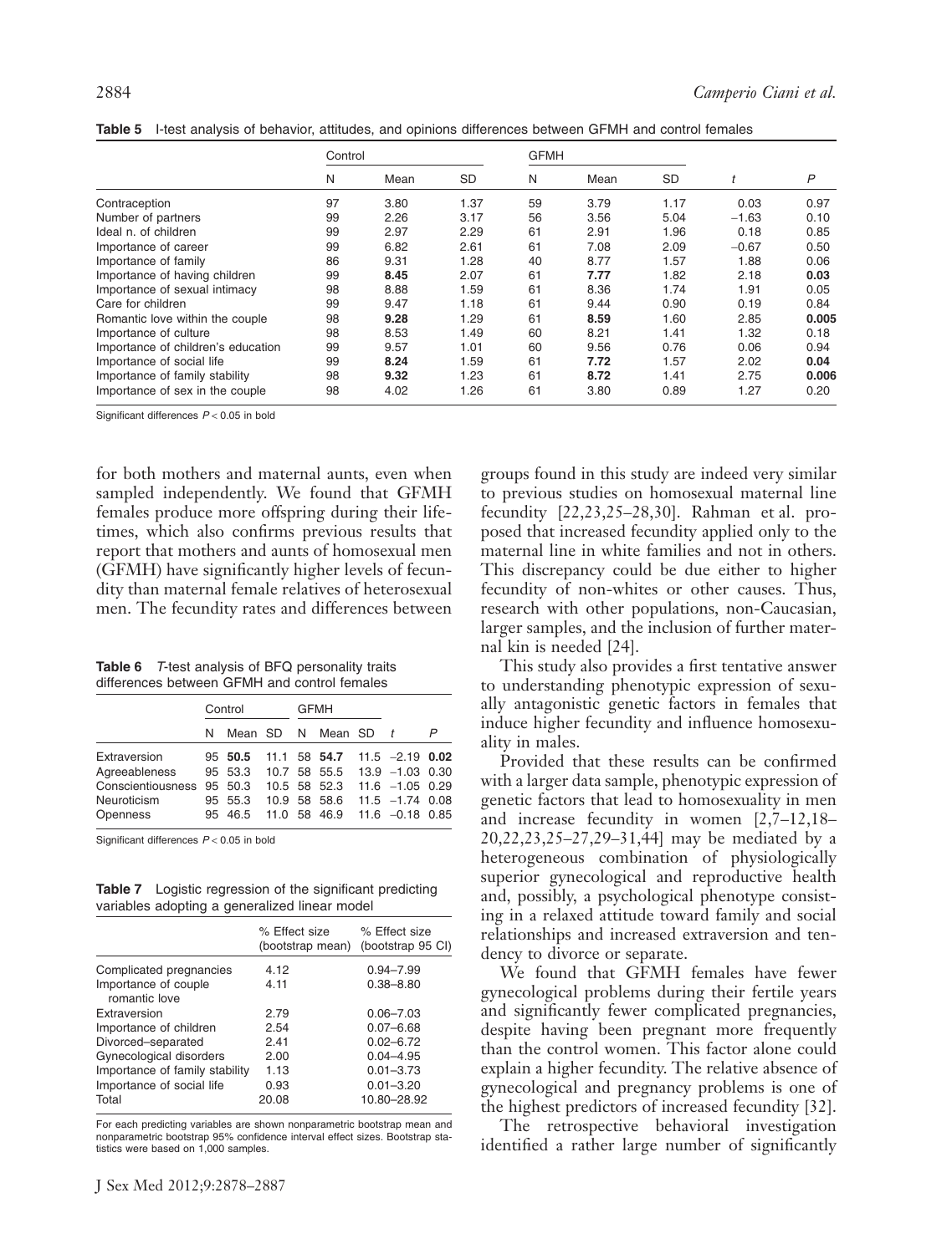**Table 5** I-test analysis of behavior, attitudes, and opinions differences between GFMH and control females

| | Control | | | GFMH | | | | |
|---|---|---|---|---|---|---|---|---|
| | N | Mean | SD | N | Mean | SD | $t$ | $P$ |
| Contraception | 97 | 3.80 | 1.37 | 59 | 3.79 | 1.17 | 0.03 | 0.97 |
| Number of partners | 99 | 2.26 | 3.17 | 56 | 3.56 | 5.04 | −1.63 | 0.10 |
| Ideal n. of children | 99 | 2.97 | 2.29 | 61 | 2.91 | 1.96 | 0.18 | 0.85 |
| Importance of career | 99 | 6.82 | 2.61 | 61 | 7.08 | 2.09 | −0.67 | 0.50 |
| Importance of family | 86 | 9.31 | 1.28 | 40 | 8.77 | 1.57 | 1.88 | 0.06 |
| Importance of having children | 99 | **8.45** | 2.07 | 61 | **7.77** | 1.82 | 2.18 | **0.03** |
| Importance of sexual intimacy | 98 | 8.88 | 1.59 | 61 | 8.36 | 1.74 | 1.91 | 0.05 |
| Care for children | 99 | 9.47 | 1.18 | 61 | 9.44 | 0.90 | 0.19 | 0.84 |
| Romantic love within the couple | 98 | **9.28** | 1.29 | 61 | **8.59** | 1.60 | 2.85 | **0.005** |
| Importance of culture | 98 | 8.53 | 1.49 | 60 | 8.21 | 1.41 | 1.32 | 0.18 |
| Importance of children's education | 99 | 9.57 | 1.01 | 60 | 9.56 | 0.76 | 0.06 | 0.94 |
| Importance of social life | 99 | **8.24** | 1.59 | 61 | **7.72** | 1.57 | 2.02 | **0.04** |
| Importance of family stability | 98 | **9.32** | 1.23 | 61 | **8.72** | 1.41 | 2.75 | **0.006** |
| Importance of sex in the couple | 98 | 4.02 | 1.26 | 61 | 3.80 | 0.89 | 1.27 | 0.20 |

Significant differences $P < 0.05$ in bold

for both mothers and maternal aunts, even when sampled independently. We found that GFMH females produce more offspring during their lifetimes, which also confirms previous results that report that mothers and aunts of homosexual men (GFMH) have significantly higher levels of fecundity than maternal female relatives of heterosexual men. The fecundity rates and differences between groups found in this study are indeed very similar to previous studies on homosexual maternal line fecundity [22,23,25–28,30]. Rahman et al. proposed that increased fecundity applied only to the maternal line in white families and not in others. This discrepancy could be due either to higher fecundity of non-whites or other causes. Thus, research with other populations, non-Caucasian, larger samples, and the inclusion of further maternal kin is needed [24].

**Table 6** *T*-test analysis of BFQ personality traits differences between GFMH and control females

| | Control | | | GFMH | | | | |
|---|---|---|---|---|---|---|---|---|
| | N | Mean | SD | N | Mean | SD | $t$ | $P$ |
| Extraversion | 95 | **50.5** | 11.1 | 58 | **54.7** | 11.5 | −2.19 | **0.02** |
| Agreeableness | 95 | 53.3 | 10.7 | 58 | 55.5 | 13.9 | −1.03 | 0.30 |
| Conscientiousness | 95 | 50.3 | 10.5 | 58 | 52.3 | 11.6 | −1.05 | 0.29 |
| Neuroticism | 95 | 55.3 | 10.9 | 58 | 58.6 | 11.5 | −1.74 | 0.08 |
| Openness | 95 | 46.5 | 11.0 | 58 | 46.9 | 11.6 | −0.18 | 0.85 |

Significant differences $P < 0.05$ in bold

**Table 7** Logistic regression of the significant predicting variables adopting a generalized linear model

| | % Effect size (bootstrap mean) | % Effect size (bootstrap 95 CI) |
|---|---|---|
| Complicated pregnancies | 4.12 | 0.94–7.99 |
| Importance of couple romantic love | 4.11 | 0.38–8.80 |
| Extraversion | 2.79 | 0.06–7.03 |
| Importance of children | 2.54 | 0.07–6.68 |
| Divorced–separated | 2.41 | 0.02–6.72 |
| Gynecological disorders | 2.00 | 0.04–4.95 |
| Importance of family stability | 1.13 | 0.01–3.73 |
| Importance of social life | 0.93 | 0.01–3.20 |
| Total | 20.08 | 10.80–28.92 |

For each predicting variables are shown nonparametric bootstrap mean and nonparametric bootstrap 95% confidence interval effect sizes. Bootstrap statistics were based on 1,000 samples.

This study also provides a first tentative answer to understanding phenotypic expression of sexually antagonistic genetic factors in females that induce higher fecundity and influence homosexuality in males.

Provided that these results can be confirmed with a larger data sample, phenotypic expression of genetic factors that lead to homosexuality in men and increase fecundity in women [2,7–12,18–20,22,23,25–27,29–31,44] may be mediated by a heterogeneous combination of physiologically superior gynecological and reproductive health and, possibly, a psychological phenotype consisting in a relaxed attitude toward family and social relationships and increased extraversion and tendency to divorce or separate.

We found that GFMH females have fewer gynecological problems during their fertile years and significantly fewer complicated pregnancies, despite having been pregnant more frequently than the control women. This factor alone could explain a higher fecundity. The relative absence of gynecological and pregnancy problems is one of the highest predictors of increased fecundity [32].

The retrospective behavioral investigation identified a rather large number of significantly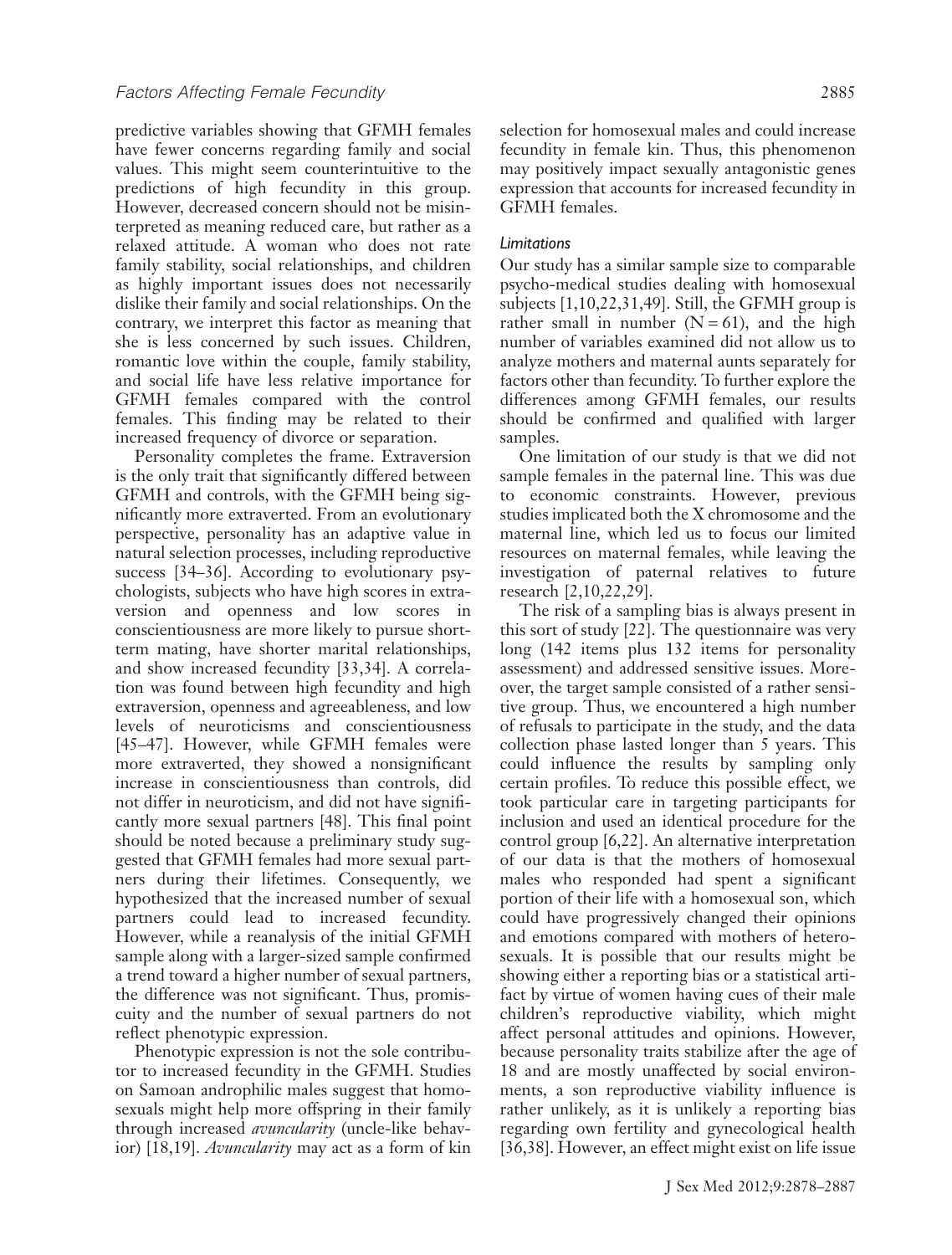predictive variables showing that GFMH females have fewer concerns regarding family and social values. This might seem counterintuitive to the predictions of high fecundity in this group. However, decreased concern should not be misinterpreted as meaning reduced care, but rather as a relaxed attitude. A woman who does not rate family stability, social relationships, and children as highly important issues does not necessarily dislike their family and social relationships. On the contrary, we interpret this factor as meaning that she is less concerned by such issues. Children, romantic love within the couple, family stability, and social life have less relative importance for GFMH females compared with the control females. This finding may be related to their increased frequency of divorce or separation.

Personality completes the frame. Extraversion is the only trait that significantly differed between GFMH and controls, with the GFMH being significantly more extraverted. From an evolutionary perspective, personality has an adaptive value in natural selection processes, including reproductive success [34–36]. According to evolutionary psychologists, subjects who have high scores in extraversion and openness and low scores in conscientiousness are more likely to pursue short-term mating, have shorter marital relationships, and show increased fecundity [33,34]. A correlation was found between high fecundity and high extraversion, openness and agreeableness, and low levels of neuroticisms and conscientiousness [45–47]. However, while GFMH females were more extraverted, they showed a nonsignificant increase in conscientiousness than controls, did not differ in neuroticism, and did not have significantly more sexual partners [48]. This final point should be noted because a preliminary study suggested that GFMH females had more sexual partners during their lifetimes. Consequently, we hypothesized that the increased number of sexual partners could lead to increased fecundity. However, while a reanalysis of the initial GFMH sample along with a larger-sized sample confirmed a trend toward a higher number of sexual partners, the difference was not significant. Thus, promiscuity and the number of sexual partners do not reflect phenotypic expression.

Phenotypic expression is not the sole contributor to increased fecundity in the GFMH. Studies on Samoan androphilic males suggest that homosexuals might help more offspring in their family through increased *avuncularity* (uncle-like behavior) [18,19]. *Avuncularity* may act as a form of kin selection for homosexual males and could increase fecundity in female kin. Thus, this phenomenon may positively impact sexually antagonistic genes expression that accounts for increased fecundity in GFMH females.

### *Limitations*

Our study has a similar sample size to comparable psycho-medical studies dealing with homosexual subjects [1,10,22,31,49]. Still, the GFMH group is rather small in number ($N = 61$), and the high number of variables examined did not allow us to analyze mothers and maternal aunts separately for factors other than fecundity. To further explore the differences among GFMH females, our results should be confirmed and qualified with larger samples.

One limitation of our study is that we did not sample females in the paternal line. This was due to economic constraints. However, previous studies implicated both the X chromosome and the maternal line, which led us to focus our limited resources on maternal females, while leaving the investigation of paternal relatives to future research [2,10,22,29].

The risk of a sampling bias is always present in this sort of study [22]. The questionnaire was very long (142 items plus 132 items for personality assessment) and addressed sensitive issues. Moreover, the target sample consisted of a rather sensitive group. Thus, we encountered a high number of refusals to participate in the study, and the data collection phase lasted longer than 5 years. This could influence the results by sampling only certain profiles. To reduce this possible effect, we took particular care in targeting participants for inclusion and used an identical procedure for the control group [6,22]. An alternative interpretation of our data is that the mothers of homosexual males who responded had spent a significant portion of their life with a homosexual son, which could have progressively changed their opinions and emotions compared with mothers of heterosexuals. It is possible that our results might be showing either a reporting bias or a statistical artifact by virtue of women having cues of their male children's reproductive viability, which might affect personal attitudes and opinions. However, because personality traits stabilize after the age of 18 and are mostly unaffected by social environments, a son reproductive viability influence is rather unlikely, as it is unlikely a reporting bias regarding own fertility and gynecological health [36,38]. However, an effect might exist on life issue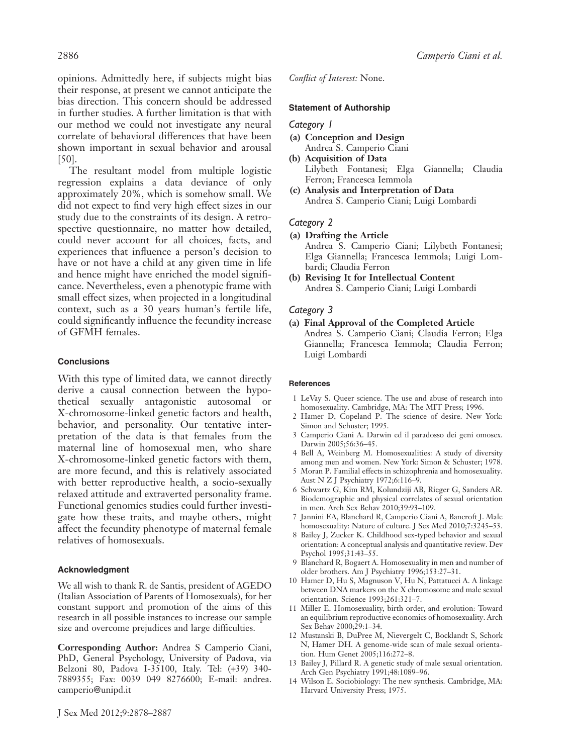opinions. Admittedly here, if subjects might bias their response, at present we cannot anticipate the bias direction. This concern should be addressed in further studies. A further limitation is that with our method we could not investigate any neural correlate of behavioral differences that have been shown important in sexual behavior and arousal [50].

The resultant model from multiple logistic regression explains a data deviance of only approximately 20%, which is somehow small. We did not expect to find very high effect sizes in our study due to the constraints of its design. A retrospective questionnaire, no matter how detailed, could never account for all choices, facts, and experiences that influence a person's decision to have or not have a child at any given time in life and hence might have enriched the model significance. Nevertheless, even a phenotypic frame with small effect sizes, when projected in a longitudinal context, such as a 30 years human's fertile life, could significantly influence the fecundity increase of GFMH females.

## Conclusions

With this type of limited data, we cannot directly derive a causal connection between the hypothetical sexually antagonistic autosomal or X-chromosome-linked genetic factors and health, behavior, and personality. Our tentative interpretation of the data is that females from the maternal line of homosexual men, who share X-chromosome-linked genetic factors with them, are more fecund, and this is relatively associated with better reproductive health, a socio-sexually relaxed attitude and extraverted personality frame. Functional genomics studies could further investigate how these traits, and maybe others, might affect the fecundity phenotype of maternal female relatives of homosexuals.

## Acknowledgment

We all wish to thank R. de Santis, president of AGEDO (Italian Association of Parents of Homosexuals), for her constant support and promotion of the aims of this research in all possible instances to increase our sample size and overcome prejudices and large difficulties.

**Corresponding Author:** Andrea S Camperio Ciani, PhD, General Psychology, University of Padova, via Belzoni 80, Padova I-35100, Italy. Tel: (+39) 340-7889355; Fax: 0039 049 8276600; E-mail: andrea.camperio@unipd.it

*Conflict of Interest:* None.

## Statement of Authorship

### Category 1

**(a) Conception and Design**
Andrea S. Camperio Ciani

**(b) Acquisition of Data**
Lilybeth Fontanesi; Elga Giannella; Claudia Ferron; Francesca Iemmola

**(c) Analysis and Interpretation of Data**
Andrea S. Camperio Ciani; Luigi Lombardi

### Category 2

**(a) Drafting the Article**
Andrea S. Camperio Ciani; Lilybeth Fontanesi; Elga Giannella; Francesca Iemmola; Luigi Lombardi; Claudia Ferron

**(b) Revising It for Intellectual Content**
Andrea S. Camperio Ciani; Luigi Lombardi

### Category 3

**(a) Final Approval of the Completed Article**
Andrea S. Camperio Ciani; Claudia Ferron; Elga Giannella; Francesca Iemmola; Claudia Ferron; Luigi Lombardi

## References

1 LeVay S. Queer science. The use and abuse of research into homosexuality. Cambridge, MA: The MIT Press; 1996.
2 Hamer D, Copeland P. The science of desire. New York: Simon and Schuster; 1995.
3 Camperio Ciani A. Darwin ed il paradosso dei geni omosex. Darwin 2005;56:36–45.
4 Bell A, Weinberg M. Homosexualities: A study of diversity among men and women. New York: Simon & Schuster; 1978.
5 Moran P. Familial effects in schizophrenia and homosexuality. Aust N Z J Psychiatry 1972;6:116–9.
6 Schwartz G, Kim RM, Kolundziji AB, Rieger G, Sanders AR. Biodemographic and physical correlates of sexual orientation in men. Arch Sex Behav 2010;39:93–109.
7 Jannini EA, Blanchard R, Camperio Ciani A, Bancroft J. Male homosexuality: Nature of culture. J Sex Med 2010;7:3245–53.
8 Bailey J, Zucker K. Childhood sex-typed behavior and sexual orientation: A conceptual analysis and quantitative review. Dev Psychol 1995;31:43–55.
9 Blanchard R, Bogaert A. Homosexuality in men and number of older brothers. Am J Psychiatry 1996;153:27–31.
10 Hamer D, Hu S, Magnuson V, Hu N, Pattatucci A. A linkage between DNA markers on the X chromosome and male sexual orientation. Science 1993;261:321–7.
11 Miller E. Homosexuality, birth order, and evolution: Toward an equilibrium reproductive economics of homosexuality. Arch Sex Behav 2000;29:1–34.
12 Mustanski B, DuPree M, Nievergelt C, Bocklandt S, Schork N, Hamer DH. A genome-wide scan of male sexual orientation. Hum Genet 2005;116:272–8.
13 Bailey J, Pillard R. A genetic study of male sexual orientation. Arch Gen Psychiatry 1991;48:1089–96.
14 Wilson E. Sociobiology: The new synthesis. Cambridge, MA: Harvard University Press; 1975.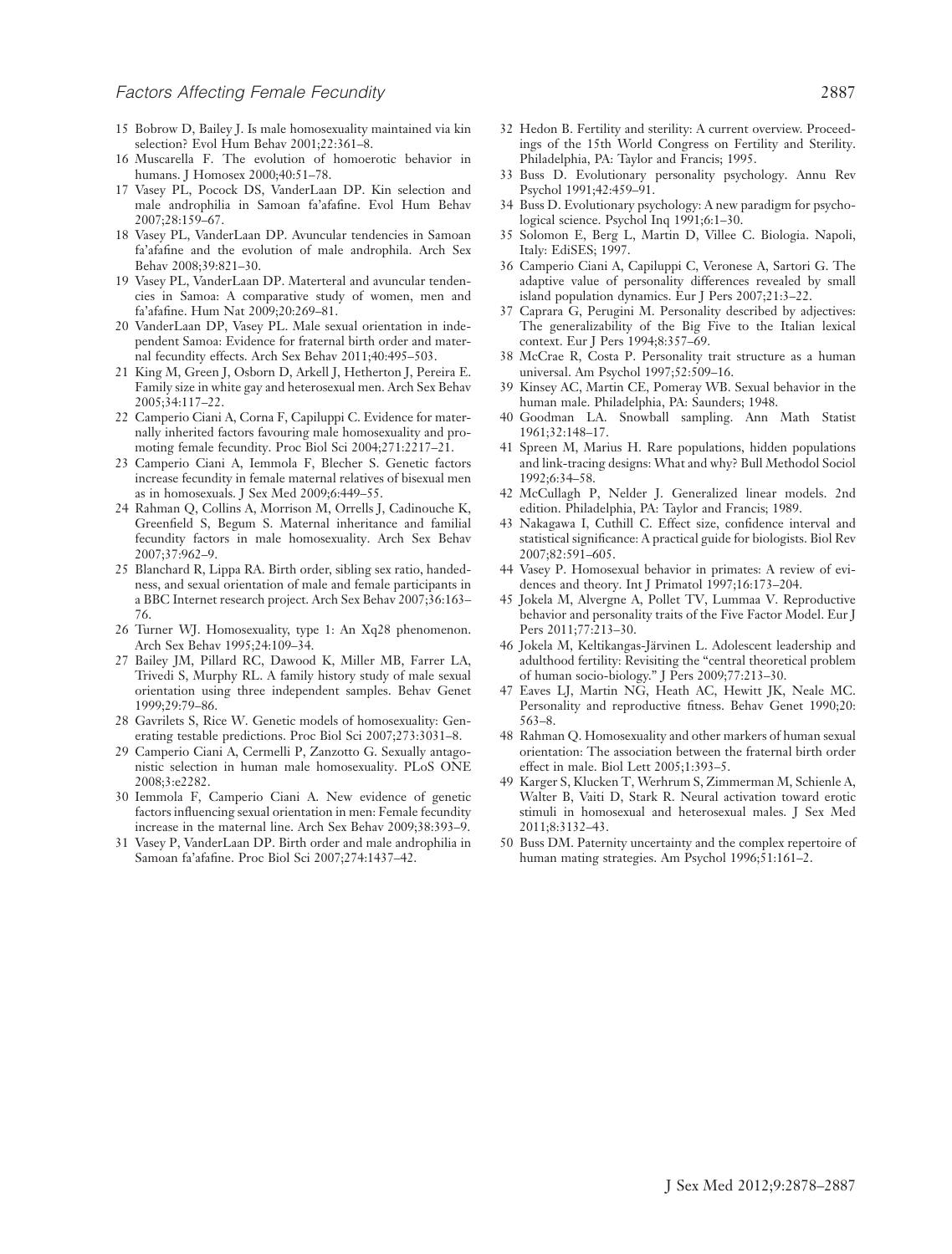15 Bobrow D, Bailey J. Is male homosexuality maintained via kin selection? Evol Hum Behav 2001;22:361–8.

16 Muscarella F. The evolution of homoerotic behavior in humans. J Homosex 2000;40:51–78.

17 Vasey PL, Pocock DS, VanderLaan DP. Kin selection and male androphilia in Samoan fa'afafine. Evol Hum Behav 2007;28:159–67.

18 Vasey PL, VanderLaan DP. Avuncular tendencies in Samoan fa'afafine and the evolution of male androphila. Arch Sex Behav 2008;39:821–30.

19 Vasey PL, VanderLaan DP. Materteral and avuncular tendencies in Samoa: A comparative study of women, men and fa'afafine. Hum Nat 2009;20:269–81.

20 VanderLaan DP, Vasey PL. Male sexual orientation in independent Samoa: Evidence for fraternal birth order and maternal fecundity effects. Arch Sex Behav 2011;40:495–503.

21 King M, Green J, Osborn D, Arkell J, Hetherton J, Pereira E. Family size in white gay and heterosexual men. Arch Sex Behav 2005;34:117–22.

22 Camperio Ciani A, Corna F, Capiluppi C. Evidence for maternally inherited factors favouring male homosexuality and promoting female fecundity. Proc Biol Sci 2004;271:2217–21.

23 Camperio Ciani A, Iemmola F, Blecher S. Genetic factors increase fecundity in female maternal relatives of bisexual men as in homosexuals. J Sex Med 2009;6:449–55.

24 Rahman Q, Collins A, Morrison M, Orrells J, Cadinouche K, Greenfield S, Begum S. Maternal inheritance and familial fecundity factors in male homosexuality. Arch Sex Behav 2007;37:962–9.

25 Blanchard R, Lippa RA. Birth order, sibling sex ratio, handedness, and sexual orientation of male and female participants in a BBC Internet research project. Arch Sex Behav 2007;36:163–76.

26 Turner WJ. Homosexuality, type 1: An Xq28 phenomenon. Arch Sex Behav 1995;24:109–34.

27 Bailey JM, Pillard RC, Dawood K, Miller MB, Farrer LA, Trivedi S, Murphy RL. A family history study of male sexual orientation using three independent samples. Behav Genet 1999;29:79–86.

28 Gavrilets S, Rice W. Genetic models of homosexuality: Generating testable predictions. Proc Biol Sci 2007;273:3031–8.

29 Camperio Ciani A, Cermelli P, Zanzotto G. Sexually antagonistic selection in human male homosexuality. PLoS ONE 2008;3:e2282.

30 Iemmola F, Camperio Ciani A. New evidence of genetic factors influencing sexual orientation in men: Female fecundity increase in the maternal line. Arch Sex Behav 2009;38:393–9.

31 Vasey P, VanderLaan DP. Birth order and male androphilia in Samoan fa'afafine. Proc Biol Sci 2007;274:1437–42.

32 Hedon B. Fertility and sterility: A current overview. Proceedings of the 15th World Congress on Fertility and Sterility. Philadelphia, PA: Taylor and Francis; 1995.

33 Buss D. Evolutionary personality psychology. Annu Rev Psychol 1991;42:459–91.

34 Buss D. Evolutionary psychology: A new paradigm for psychological science. Psychol Inq 1991;6:1–30.

35 Solomon E, Berg L, Martin D, Villee C. Biologia. Napoli, Italy: EdiSES; 1997.

36 Camperio Ciani A, Capiluppi C, Veronese A, Sartori G. The adaptive value of personality differences revealed by small island population dynamics. Eur J Pers 2007;21:3–22.

37 Caprara G, Perugini M. Personality described by adjectives: The generalizability of the Big Five to the Italian lexical context. Eur J Pers 1994;8:357–69.

38 McCrae R, Costa P. Personality trait structure as a human universal. Am Psychol 1997;52:509–16.

39 Kinsey AC, Martin CE, Pomeray WB. Sexual behavior in the human male. Philadelphia, PA: Saunders; 1948.

40 Goodman LA. Snowball sampling. Ann Math Statist 1961;32:148–17.

41 Spreen M, Marius H. Rare populations, hidden populations and link-tracing designs: What and why? Bull Methodol Sociol 1992;6:34–58.

42 McCullagh P, Nelder J. Generalized linear models. 2nd edition. Philadelphia, PA: Taylor and Francis; 1989.

43 Nakagawa I, Cuthill C. Effect size, confidence interval and statistical significance: A practical guide for biologists. Biol Rev 2007;82:591–605.

44 Vasey P. Homosexual behavior in primates: A review of evidences and theory. Int J Primatol 1997;16:173–204.

45 Jokela M, Alvergne A, Pollet TV, Lummaa V. Reproductive behavior and personality traits of the Five Factor Model. Eur J Pers 2011;77:213–30.

46 Jokela M, Keltikangas-Järvinen L. Adolescent leadership and adulthood fertility: Revisiting the "central theoretical problem of human socio-biology." J Pers 2009;77:213–30.

47 Eaves LJ, Martin NG, Heath AC, Hewitt JK, Neale MC. Personality and reproductive fitness. Behav Genet 1990;20: 563–8.

48 Rahman Q. Homosexuality and other markers of human sexual orientation: The association between the fraternal birth order effect in male. Biol Lett 2005;1:393–5.

49 Karger S, Klucken T, Werhrum S, Zimmerman M, Schienle A, Walter B, Vaiti D, Stark R. Neural activation toward erotic stimuli in homosexual and heterosexual males. J Sex Med 2011;8:3132–43.

50 Buss DM. Paternity uncertainty and the complex repertoire of human mating strategies. Am Psychol 1996;51:161–2.